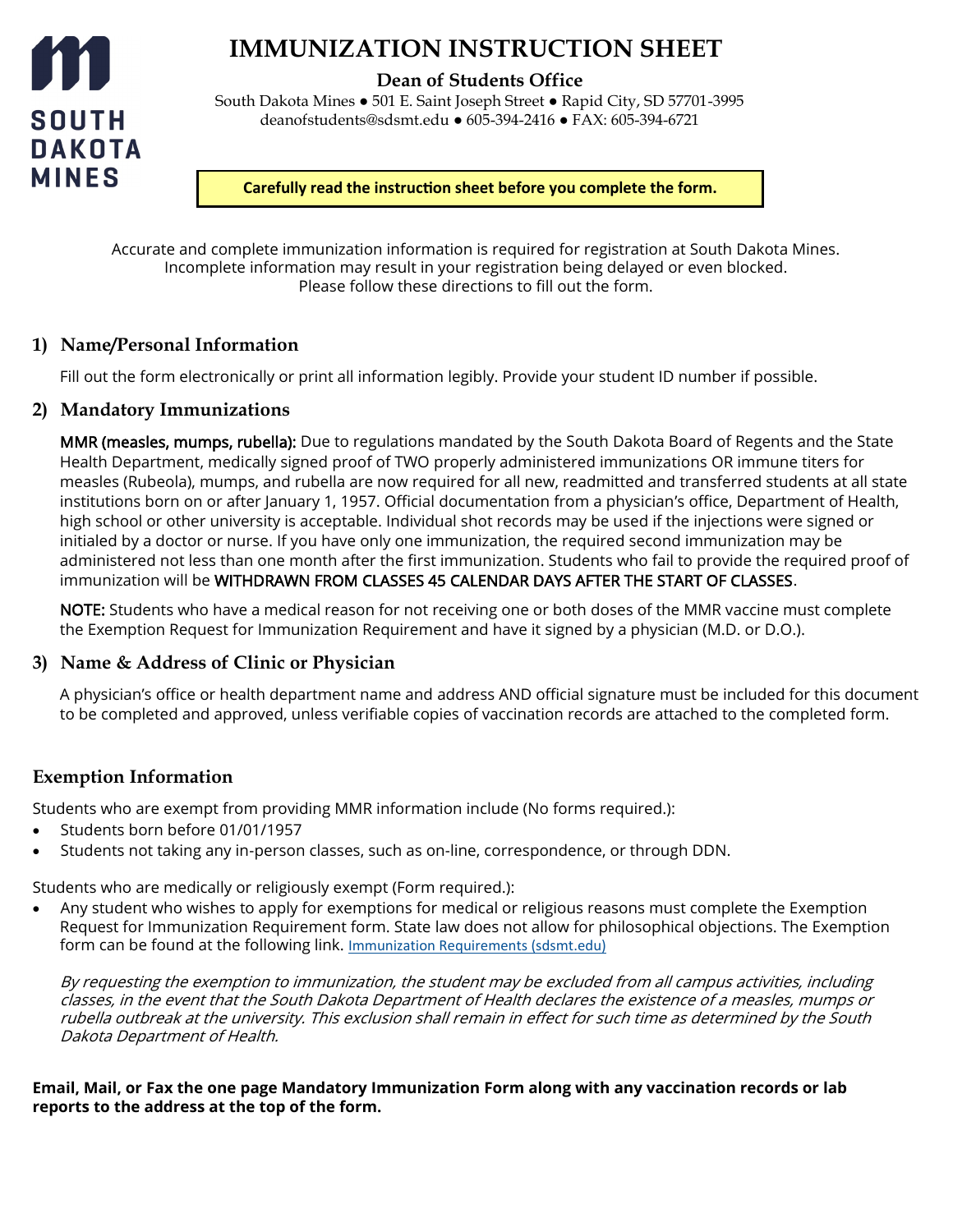SOUTH DAKOTA MINES

# IMMUNIZATION INSTRUCTION SHEET

**Dean of Students Office**

South Dakota Mines ● 501 E. Saint Joseph Street ● Rapid City, SD 57701-3995
deanofstudents@sdsmt.edu ● 605-394-2416 ● FAX: 605-394-6721

**Carefully read the instruction sheet before you complete the form.**

Accurate and complete immunization information is required for registration at South Dakota Mines. Incomplete information may result in your registration being delayed or even blocked. Please follow these directions to fill out the form.

## 1) Name/Personal Information

Fill out the form electronically or print all information legibly. Provide your student ID number if possible.

## 2) Mandatory Immunizations

MMR (measles, mumps, rubella): Due to regulations mandated by the South Dakota Board of Regents and the State Health Department, medically signed proof of TWO properly administered immunizations OR immune titers for measles (Rubeola), mumps, and rubella are now required for all new, readmitted and transferred students at all state institutions born on or after January 1, 1957. Official documentation from a physician's office, Department of Health, high school or other university is acceptable. Individual shot records may be used if the injections were signed or initialed by a doctor or nurse. If you have only one immunization, the required second immunization may be administered not less than one month after the first immunization. Students who fail to provide the required proof of immunization will be WITHDRAWN FROM CLASSES 45 CALENDAR DAYS AFTER THE START OF CLASSES.

NOTE: Students who have a medical reason for not receiving one or both doses of the MMR vaccine must complete the Exemption Request for Immunization Requirement and have it signed by a physician (M.D. or D.O.).

## 3) Name & Address of Clinic or Physician

A physician's office or health department name and address AND official signature must be included for this document to be completed and approved, unless verifiable copies of vaccination records are attached to the completed form.

## Exemption Information

Students who are exempt from providing MMR information include (No forms required.):

- Students born before 01/01/1957
- Students not taking any in-person classes, such as on-line, correspondence, or through DDN.

Students who are medically or religiously exempt (Form required.):

- Any student who wishes to apply for exemptions for medical or religious reasons must complete the Exemption Request for Immunization Requirement form. State law does not allow for philosophical objections. The Exemption form can be found at the following link. Immunization Requirements (sdsmt.edu)

*By requesting the exemption to immunization, the student may be excluded from all campus activities, including classes, in the event that the South Dakota Department of Health declares the existence of a measles, mumps or rubella outbreak at the university. This exclusion shall remain in effect for such time as determined by the South Dakota Department of Health.*

**Email, Mail, or Fax the one page Mandatory Immunization Form along with any vaccination records or lab reports to the address at the top of the form.**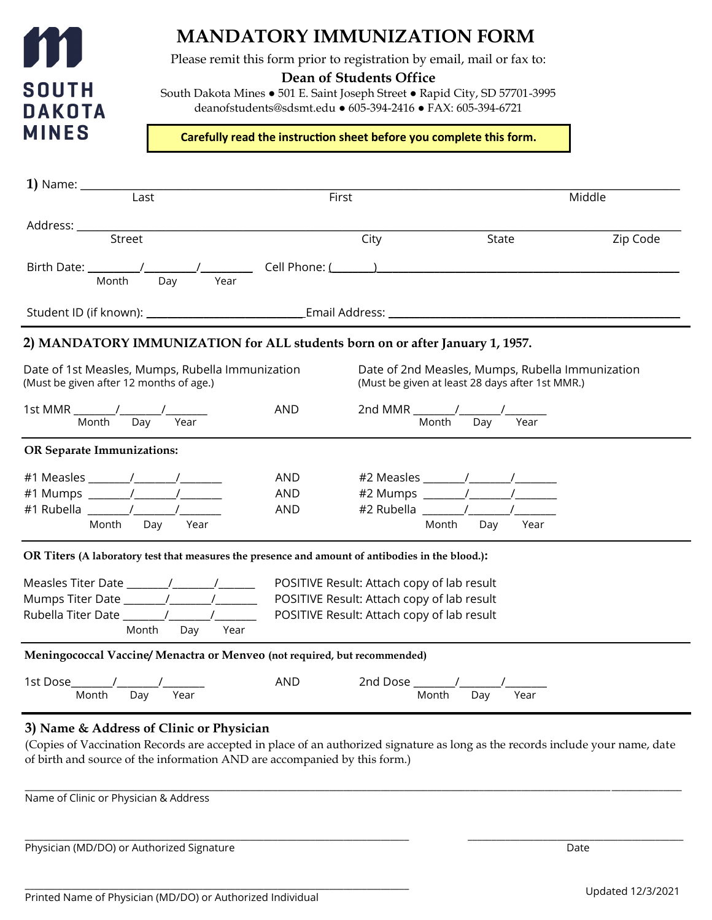SOUTH DAKOTA MINES

# MANDATORY IMMUNIZATION FORM

Please remit this form prior to registration by email, mail or fax to:

**Dean of Students Office**

South Dakota Mines ● 501 E. Saint Joseph Street ● Rapid City, SD 57701-3995
deanofstudents@sdsmt.edu ● 605-394-2416 ● FAX: 605-394-6721

**Carefully read the instruction sheet before you complete this form.**

## 1)

Name: ______________________________________________
Last First Middle

Address: ______________________________________________
Street City State Zip Code

Birth Date: ______/______/______ Cell Phone: (______)______________________
Month Day Year

Student ID (if known): ______________________ Email Address: ______________________

## 2) MANDATORY IMMUNIZATION for ALL students born on or after January 1, 1957.

Date of 1st Measles, Mumps, Rubella Immunization
(Must be given after 12 months of age.)

Date of 2nd Measles, Mumps, Rubella Immunization
(Must be given at least 28 days after 1st MMR.)

1st MMR _______/_______/_______ AND 2nd MMR _______/_______/_______
Month Day Year

**OR Separate Immunizations:**

#1 Measles _______/_______/_______ AND #2 Measles _______/_______/_______
#1 Mumps _______/_______/_______ AND #2 Mumps _______/_______/_______
#1 Rubella _______/_______/_______ AND #2 Rubella _______/_______/_______
Month Day Year

**OR Titers (A laboratory test that measures the presence and amount of antibodies in the blood.):**

Measles Titer Date _______/_______/_______ POSITIVE Result: Attach copy of lab result
Mumps Titer Date _______/_______/_______ POSITIVE Result: Attach copy of lab result
Rubella Titer Date _______/_______/_______ POSITIVE Result: Attach copy of lab result
Month Day Year

**Meningococcal Vaccine/ Menactra or Menveo (not required, but recommended)**

1st Dose _______/_______/_______ AND 2nd Dose _______/_______/_______
Month Day Year

## 3) Name & Address of Clinic or Physician

(Copies of Vaccination Records are accepted in place of an authorized signature as long as the records include your name, date of birth and source of the information AND are accompanied by this form.)

______________________________________________
Name of Clinic or Physician & Address

______________________________________________ ______________________
Physician (MD/DO) or Authorized Signature Date

______________________________________________
Printed Name of Physician (MD/DO) or Authorized Individual

Updated 12/3/2021